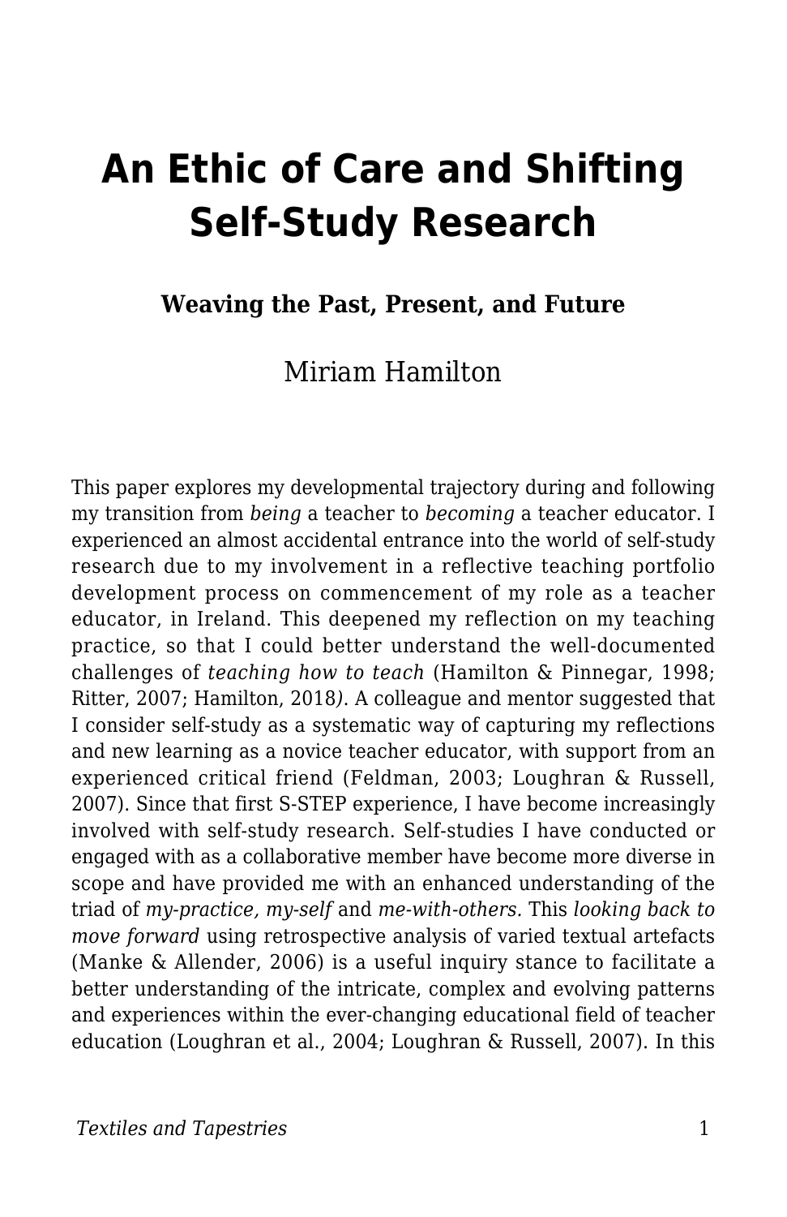# An Ethic of Care and Shifting Self-Study Research

**Weaving the Past, Present, and Future**

Miriam Hamilton

This paper explores my developmental trajectory during and following my transition from *being* a teacher to *becoming* a teacher educator. I experienced an almost accidental entrance into the world of self-study research due to my involvement in a reflective teaching portfolio development process on commencement of my role as a teacher educator, in Ireland. This deepened my reflection on my teaching practice, so that I could better understand the well-documented challenges of *teaching how to teach* (Hamilton & Pinnegar, 1998; Ritter, 2007; Hamilton, 2018*)*. A colleague and mentor suggested that I consider self-study as a systematic way of capturing my reflections and new learning as a novice teacher educator, with support from an experienced critical friend (Feldman, 2003; Loughran & Russell, 2007). Since that first S-STEP experience, I have become increasingly involved with self-study research. Self-studies I have conducted or engaged with as a collaborative member have become more diverse in scope and have provided me with an enhanced understanding of the triad of *my-practice, my-self* and *me-with-others.* This *looking back to move forward* using retrospective analysis of varied textual artefacts (Manke & Allender, 2006) is a useful inquiry stance to facilitate a better understanding of the intricate, complex and evolving patterns and experiences within the ever-changing educational field of teacher education (Loughran et al., 2004; Loughran & Russell, 2007). In this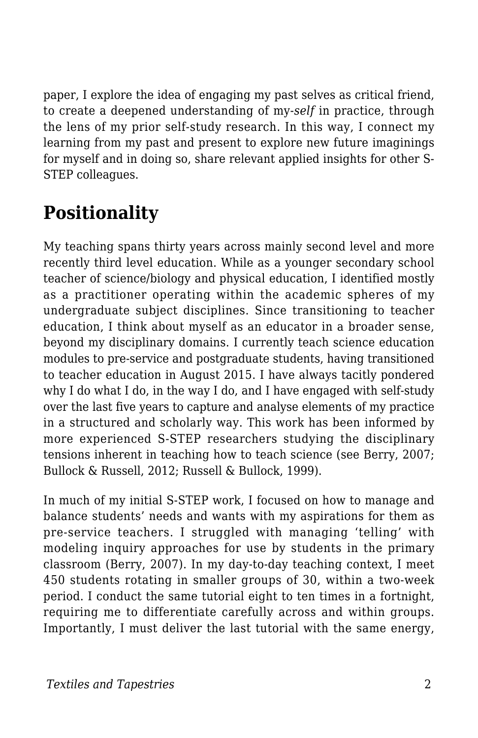paper, I explore the idea of engaging my past selves as critical friend, to create a deepened understanding of my-*self* in practice, through the lens of my prior self-study research. In this way, I connect my learning from my past and present to explore new future imaginings for myself and in doing so, share relevant applied insights for other S-STEP colleagues.

## Positionality

My teaching spans thirty years across mainly second level and more recently third level education. While as a younger secondary school teacher of science/biology and physical education, I identified mostly as a practitioner operating within the academic spheres of my undergraduate subject disciplines. Since transitioning to teacher education, I think about myself as an educator in a broader sense, beyond my disciplinary domains. I currently teach science education modules to pre-service and postgraduate students, having transitioned to teacher education in August 2015. I have always tacitly pondered why I do what I do, in the way I do, and I have engaged with self-study over the last five years to capture and analyse elements of my practice in a structured and scholarly way. This work has been informed by more experienced S-STEP researchers studying the disciplinary tensions inherent in teaching how to teach science (see Berry, 2007; Bullock & Russell, 2012; Russell & Bullock, 1999).

In much of my initial S-STEP work, I focused on how to manage and balance students' needs and wants with my aspirations for them as pre-service teachers. I struggled with managing 'telling' with modeling inquiry approaches for use by students in the primary classroom (Berry, 2007). In my day-to-day teaching context, I meet 450 students rotating in smaller groups of 30, within a two-week period. I conduct the same tutorial eight to ten times in a fortnight, requiring me to differentiate carefully across and within groups. Importantly, I must deliver the last tutorial with the same energy,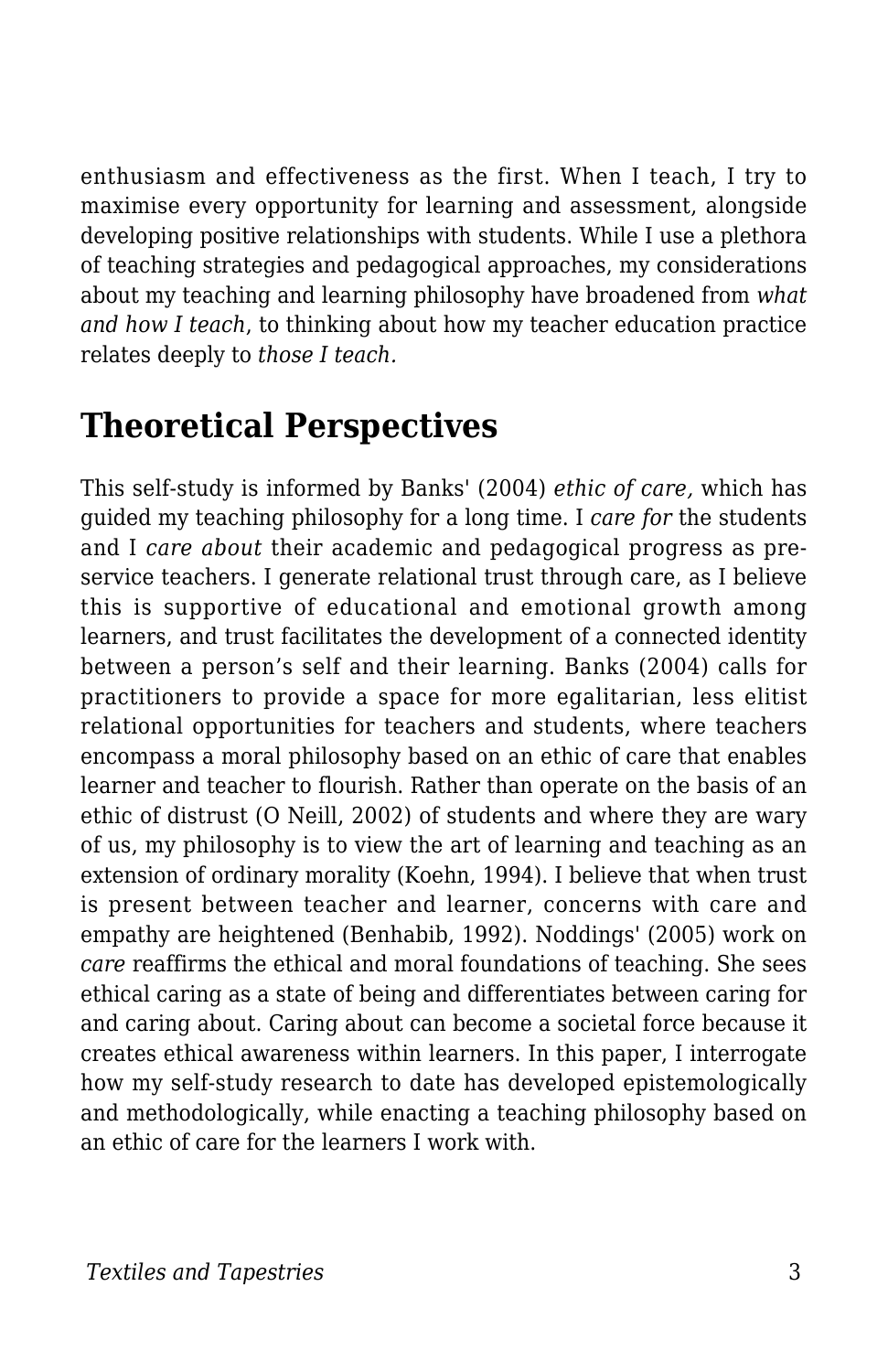enthusiasm and effectiveness as the first. When I teach, I try to maximise every opportunity for learning and assessment, alongside developing positive relationships with students. While I use a plethora of teaching strategies and pedagogical approaches, my considerations about my teaching and learning philosophy have broadened from *what and how I teach*, to thinking about how my teacher education practice relates deeply to *those I teach.*

## Theoretical Perspectives

This self-study is informed by Banks' (2004) *ethic of care,* which has guided my teaching philosophy for a long time. I *care for* the students and I *care about* their academic and pedagogical progress as pre-service teachers. I generate relational trust through care, as I believe this is supportive of educational and emotional growth among learners, and trust facilitates the development of a connected identity between a person's self and their learning. Banks (2004) calls for practitioners to provide a space for more egalitarian, less elitist relational opportunities for teachers and students, where teachers encompass a moral philosophy based on an ethic of care that enables learner and teacher to flourish. Rather than operate on the basis of an ethic of distrust (O Neill, 2002) of students and where they are wary of us, my philosophy is to view the art of learning and teaching as an extension of ordinary morality (Koehn, 1994). I believe that when trust is present between teacher and learner, concerns with care and empathy are heightened (Benhabib, 1992). Noddings' (2005) work on *care* reaffirms the ethical and moral foundations of teaching. She sees ethical caring as a state of being and differentiates between caring for and caring about. Caring about can become a societal force because it creates ethical awareness within learners. In this paper, I interrogate how my self-study research to date has developed epistemologically and methodologically, while enacting a teaching philosophy based on an ethic of care for the learners I work with.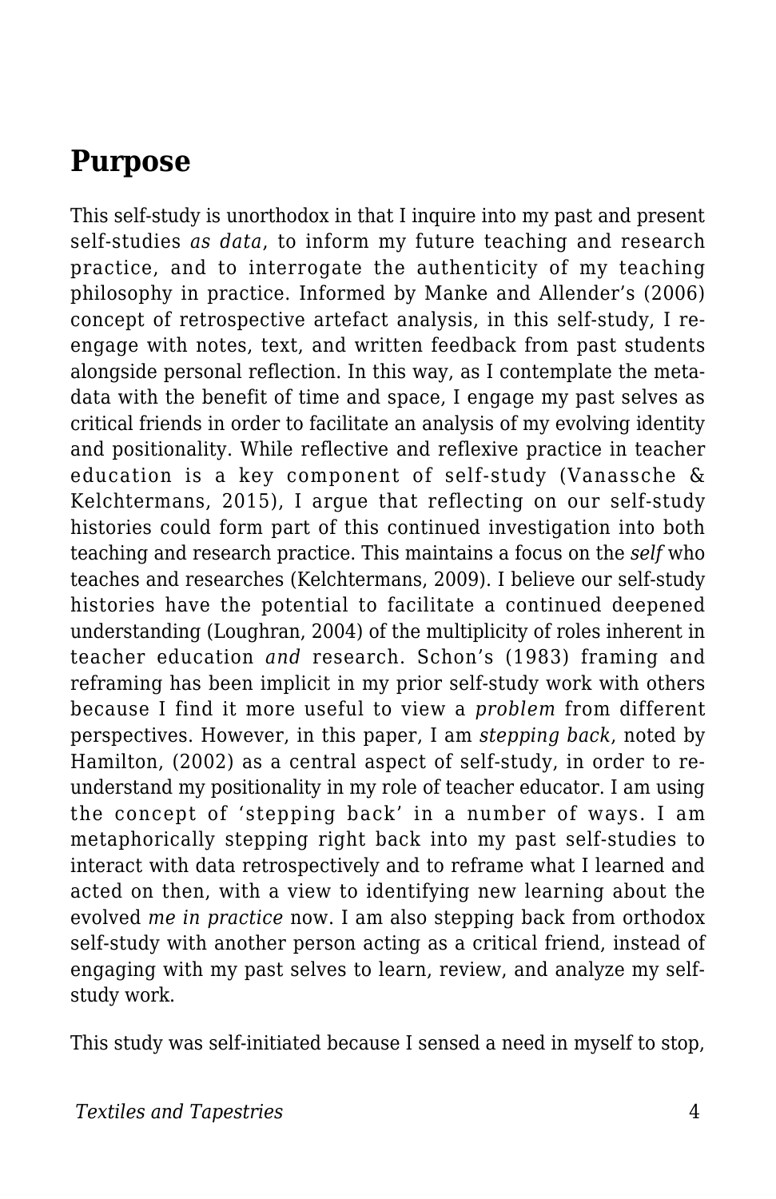## Purpose

This self-study is unorthodox in that I inquire into my past and present self-studies *as data*, to inform my future teaching and research practice, and to interrogate the authenticity of my teaching philosophy in practice. Informed by Manke and Allender's (2006) concept of retrospective artefact analysis, in this self-study, I re-engage with notes, text, and written feedback from past students alongside personal reflection. In this way, as I contemplate the meta-data with the benefit of time and space, I engage my past selves as critical friends in order to facilitate an analysis of my evolving identity and positionality. While reflective and reflexive practice in teacher education is a key component of self-study (Vanassche & Kelchtermans, 2015), I argue that reflecting on our self-study histories could form part of this continued investigation into both teaching and research practice. This maintains a focus on the *self* who teaches and researches (Kelchtermans, 2009). I believe our self-study histories have the potential to facilitate a continued deepened understanding (Loughran, 2004) of the multiplicity of roles inherent in teacher education *and* research. Schon's (1983) framing and reframing has been implicit in my prior self-study work with others because I find it more useful to view a *problem* from different perspectives. However, in this paper, I am *stepping back*, noted by Hamilton, (2002) as a central aspect of self-study, in order to re-understand my positionality in my role of teacher educator. I am using the concept of 'stepping back' in a number of ways. I am metaphorically stepping right back into my past self-studies to interact with data retrospectively and to reframe what I learned and acted on then, with a view to identifying new learning about the evolved *me in practice* now. I am also stepping back from orthodox self-study with another person acting as a critical friend, instead of engaging with my past selves to learn, review, and analyze my self-study work.

This study was self-initiated because I sensed a need in myself to stop,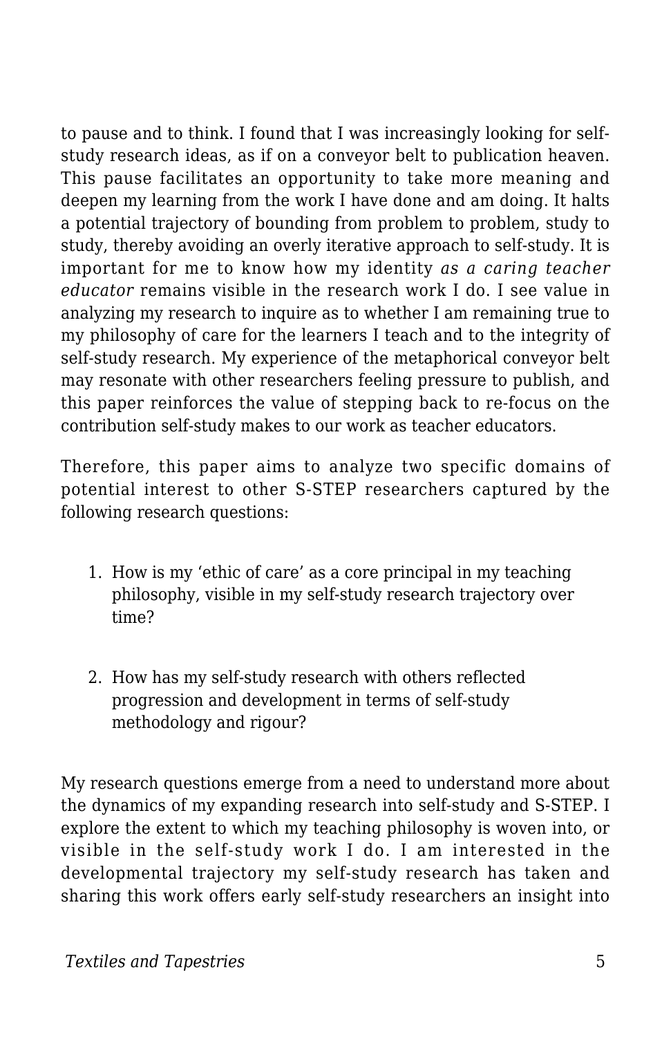to pause and to think. I found that I was increasingly looking for self-study research ideas, as if on a conveyor belt to publication heaven. This pause facilitates an opportunity to take more meaning and deepen my learning from the work I have done and am doing. It halts a potential trajectory of bounding from problem to problem, study to study, thereby avoiding an overly iterative approach to self-study. It is important for me to know how my identity *as a caring teacher educator* remains visible in the research work I do. I see value in analyzing my research to inquire as to whether I am remaining true to my philosophy of care for the learners I teach and to the integrity of self-study research. My experience of the metaphorical conveyor belt may resonate with other researchers feeling pressure to publish, and this paper reinforces the value of stepping back to re-focus on the contribution self-study makes to our work as teacher educators.

Therefore, this paper aims to analyze two specific domains of potential interest to other S-STEP researchers captured by the following research questions:

1. How is my 'ethic of care' as a core principal in my teaching philosophy, visible in my self-study research trajectory over time?
2. How has my self-study research with others reflected progression and development in terms of self-study methodology and rigour?

My research questions emerge from a need to understand more about the dynamics of my expanding research into self-study and S-STEP. I explore the extent to which my teaching philosophy is woven into, or visible in the self-study work I do. I am interested in the developmental trajectory my self-study research has taken and sharing this work offers early self-study researchers an insight into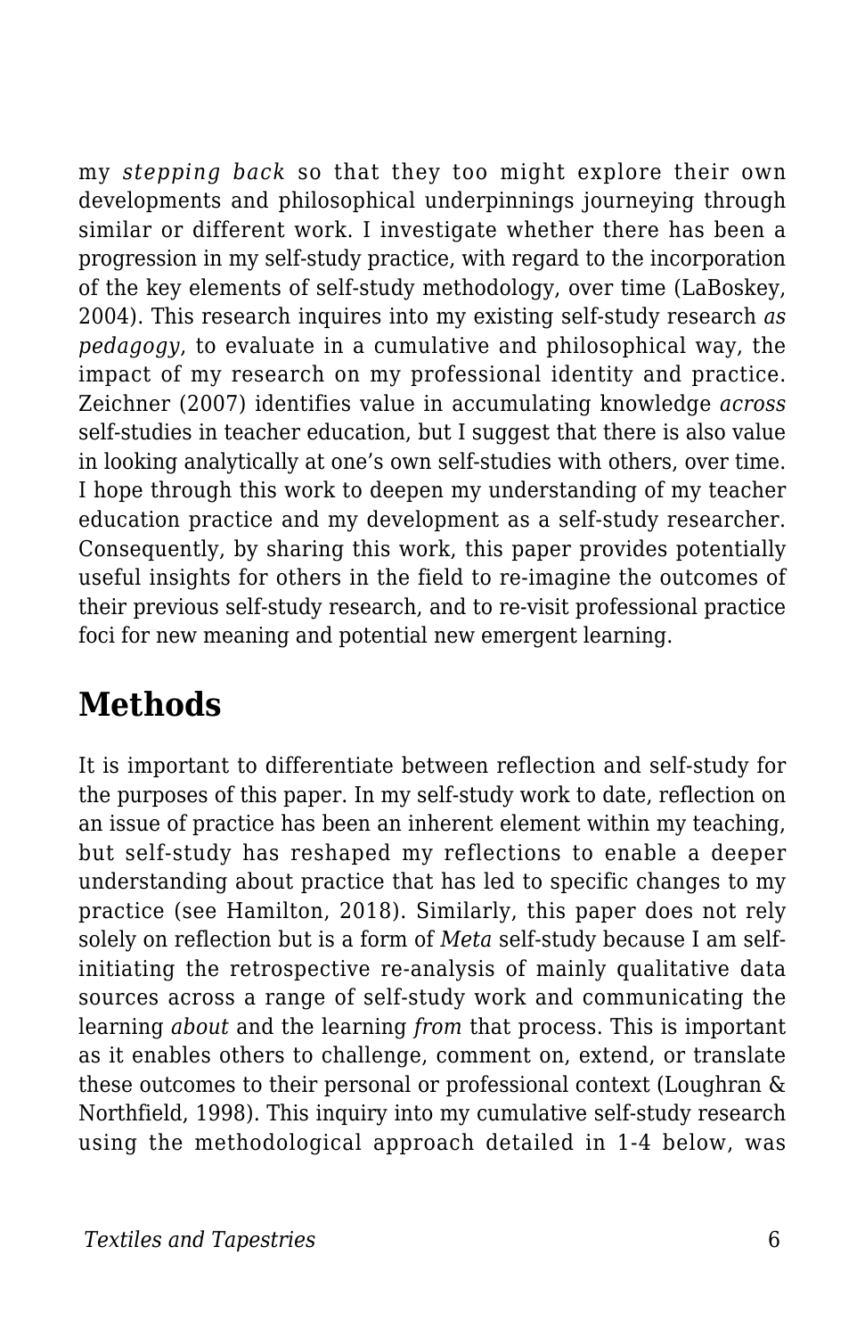my *stepping back* so that they too might explore their own developments and philosophical underpinnings journeying through similar or different work. I investigate whether there has been a progression in my self-study practice, with regard to the incorporation of the key elements of self-study methodology, over time (LaBoskey, 2004). This research inquires into my existing self-study research *as pedagogy*, to evaluate in a cumulative and philosophical way, the impact of my research on my professional identity and practice. Zeichner (2007) identifies value in accumulating knowledge *across* self-studies in teacher education, but I suggest that there is also value in looking analytically at one's own self-studies with others, over time. I hope through this work to deepen my understanding of my teacher education practice and my development as a self-study researcher. Consequently, by sharing this work, this paper provides potentially useful insights for others in the field to re-imagine the outcomes of their previous self-study research, and to re-visit professional practice foci for new meaning and potential new emergent learning.

## Methods

It is important to differentiate between reflection and self-study for the purposes of this paper. In my self-study work to date, reflection on an issue of practice has been an inherent element within my teaching, but self-study has reshaped my reflections to enable a deeper understanding about practice that has led to specific changes to my practice (see Hamilton, 2018). Similarly, this paper does not rely solely on reflection but is a form of *Meta* self-study because I am self-initiating the retrospective re-analysis of mainly qualitative data sources across a range of self-study work and communicating the learning *about* and the learning *from* that process. This is important as it enables others to challenge, comment on, extend, or translate these outcomes to their personal or professional context (Loughran & Northfield, 1998). This inquiry into my cumulative self-study research using the methodological approach detailed in 1-4 below, was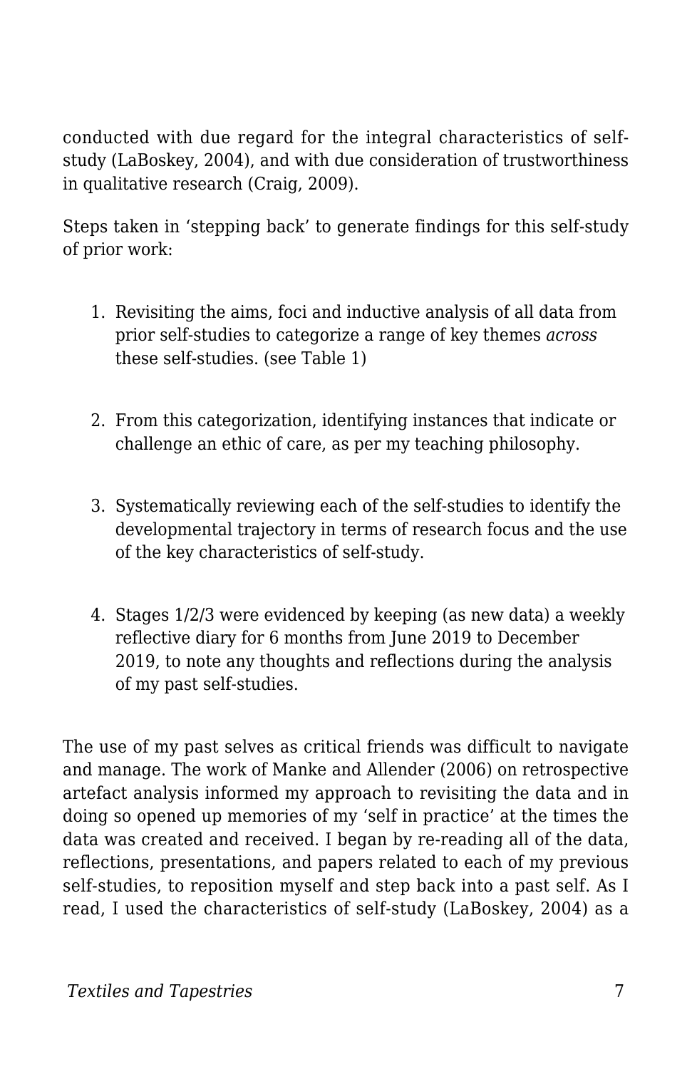conducted with due regard for the integral characteristics of self-study (LaBoskey, 2004), and with due consideration of trustworthiness in qualitative research (Craig, 2009).

Steps taken in 'stepping back' to generate findings for this self-study of prior work:

1. Revisiting the aims, foci and inductive analysis of all data from prior self-studies to categorize a range of key themes *across* these self-studies. (see Table 1)

2. From this categorization, identifying instances that indicate or challenge an ethic of care, as per my teaching philosophy.

3. Systematically reviewing each of the self-studies to identify the developmental trajectory in terms of research focus and the use of the key characteristics of self-study.

4. Stages 1/2/3 were evidenced by keeping (as new data) a weekly reflective diary for 6 months from June 2019 to December 2019, to note any thoughts and reflections during the analysis of my past self-studies.

The use of my past selves as critical friends was difficult to navigate and manage. The work of Manke and Allender (2006) on retrospective artefact analysis informed my approach to revisiting the data and in doing so opened up memories of my 'self in practice' at the times the data was created and received. I began by re-reading all of the data, reflections, presentations, and papers related to each of my previous self-studies, to reposition myself and step back into a past self. As I read, I used the characteristics of self-study (LaBoskey, 2004) as a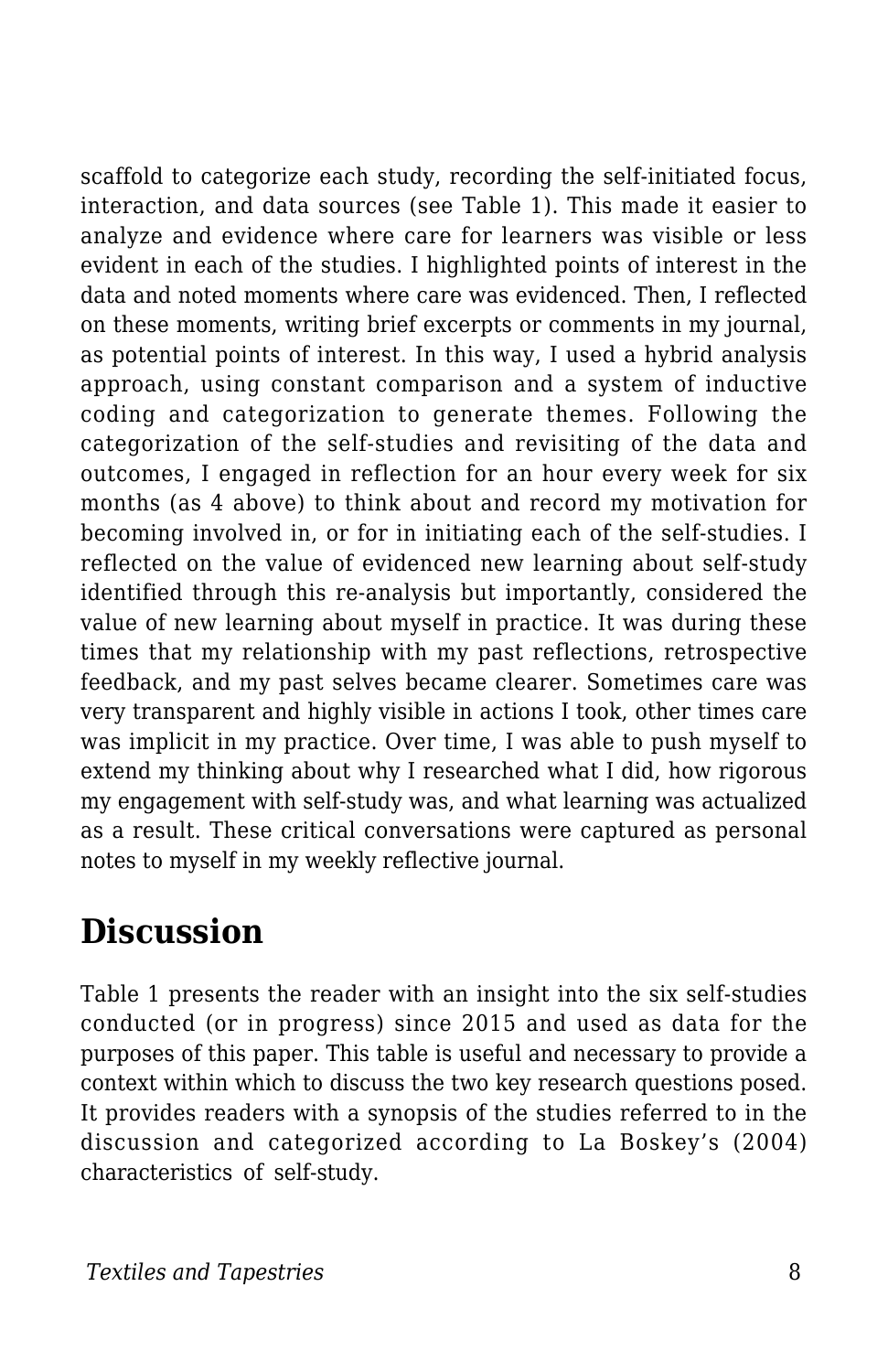scaffold to categorize each study, recording the self-initiated focus, interaction, and data sources (see Table 1). This made it easier to analyze and evidence where care for learners was visible or less evident in each of the studies. I highlighted points of interest in the data and noted moments where care was evidenced. Then, I reflected on these moments, writing brief excerpts or comments in my journal, as potential points of interest. In this way, I used a hybrid analysis approach, using constant comparison and a system of inductive coding and categorization to generate themes. Following the categorization of the self-studies and revisiting of the data and outcomes, I engaged in reflection for an hour every week for six months (as 4 above) to think about and record my motivation for becoming involved in, or for in initiating each of the self-studies. I reflected on the value of evidenced new learning about self-study identified through this re-analysis but importantly, considered the value of new learning about myself in practice. It was during these times that my relationship with my past reflections, retrospective feedback, and my past selves became clearer. Sometimes care was very transparent and highly visible in actions I took, other times care was implicit in my practice. Over time, I was able to push myself to extend my thinking about why I researched what I did, how rigorous my engagement with self-study was, and what learning was actualized as a result. These critical conversations were captured as personal notes to myself in my weekly reflective journal.

## Discussion

Table 1 presents the reader with an insight into the six self-studies conducted (or in progress) since 2015 and used as data for the purposes of this paper. This table is useful and necessary to provide a context within which to discuss the two key research questions posed. It provides readers with a synopsis of the studies referred to in the discussion and categorized according to La Boskey's (2004) characteristics of self-study.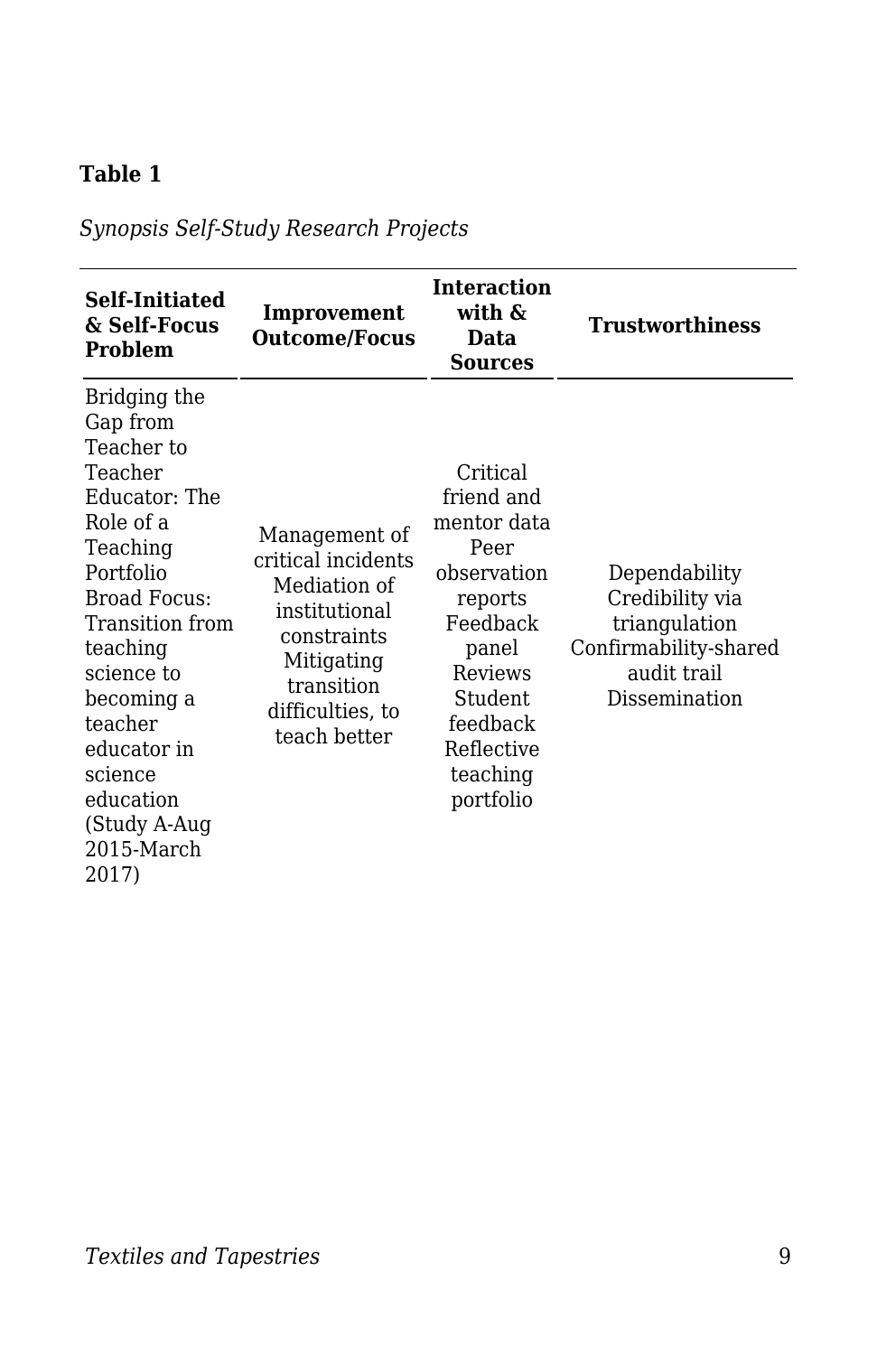**Table 1**

*Synopsis Self-Study Research Projects*

| **Self-Initiated & Self-Focus Problem** | **Improvement Outcome/Focus** | **Interaction with & Data Sources** | **Trustworthiness** |
|---|---|---|---|
| Bridging the Gap from Teacher to Teacher Educator: The Role of a Teaching Portfolio Broad Focus: Transition from teaching science to becoming a teacher educator in science education (Study A-Aug 2015-March 2017) | Management of critical incidents Mediation of institutional constraints Mitigating transition difficulties, to teach better | Critical friend and mentor data Peer observation reports Feedback panel Reviews Student feedback Reflective teaching portfolio | Dependability Credibility via triangulation Confirmability-shared audit trail Dissemination |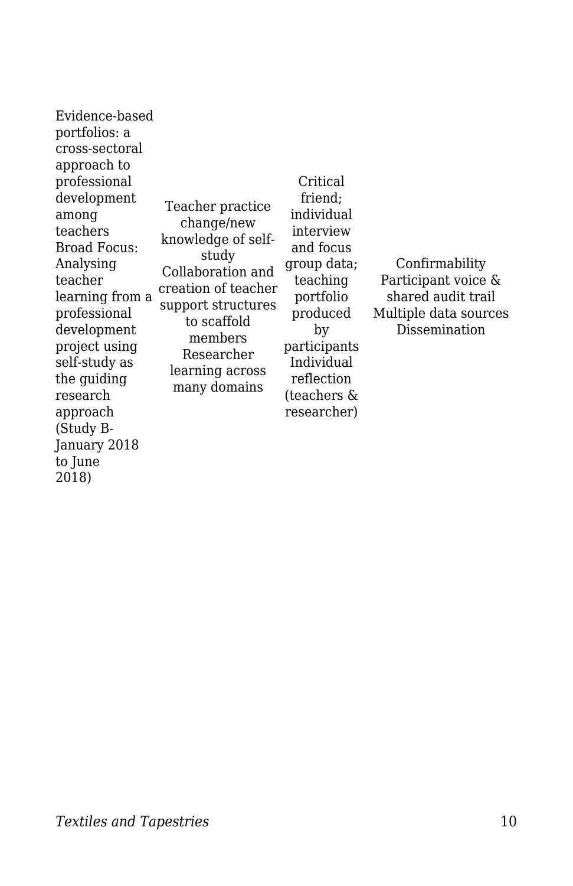| | | | |
|---|---|---|---|
| Evidence-based portfolios: a cross-sectoral approach to professional development among teachers<br>Broad Focus: Analysing teacher learning from a professional development project using self-study as the guiding research approach (Study B- January 2018 to June 2018) | Teacher practice change/new knowledge of self-study<br>Collaboration and creation of teacher support structures to scaffold members<br>Researcher learning across many domains | Critical friend; individual interview and focus group data; teaching portfolio produced by participants<br>Individual reflection (teachers & researcher) | Confirmability<br>Participant voice & shared audit trail<br>Multiple data sources<br>Dissemination |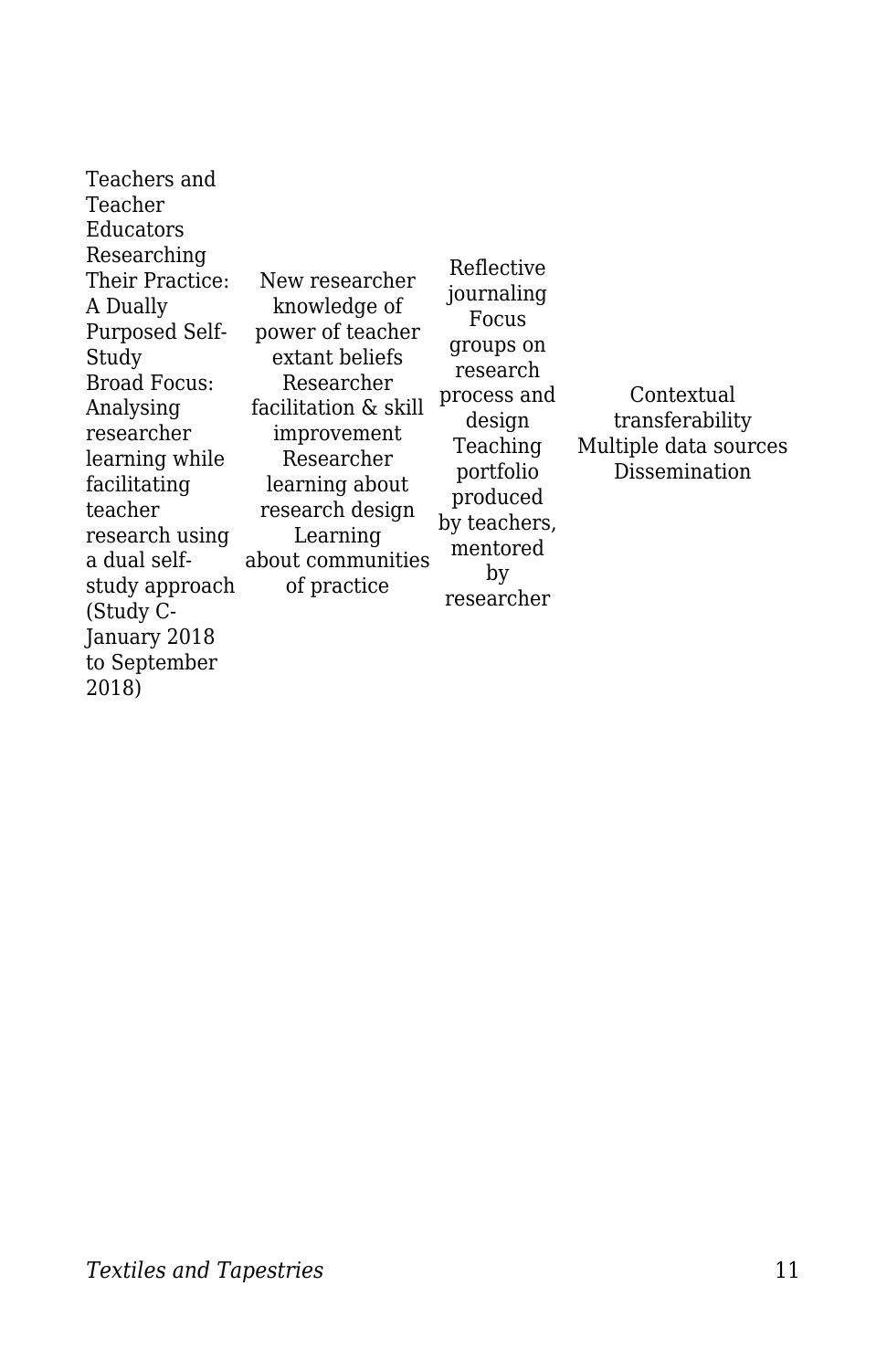| | | | |
|---|---|---|---|
| Teachers and Teacher Educators Researching Their Practice: A Dually Purposed Self-Study<br>Broad Focus: Analysing researcher learning while facilitating teacher research using a dual self-study approach (Study C- January 2018 to September 2018) | New researcher knowledge of power of teacher extant beliefs<br>Researcher facilitation & skill improvement<br>Researcher learning about research design<br>Learning about communities of practice | Reflective journaling<br>Focus groups on research process and design<br>Teaching portfolio produced by teachers, mentored by researcher | Contextual transferability<br>Multiple data sources<br>Dissemination |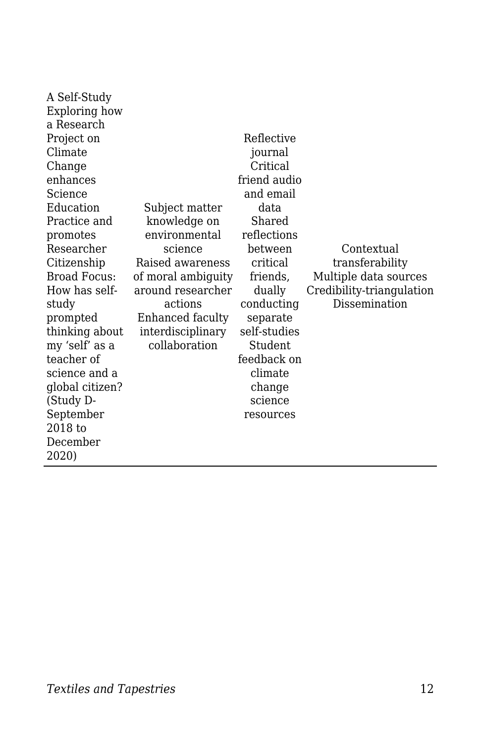| | | | |
|---|---|---|---|
| A Self-Study Exploring how a Research Project on Climate Change enhances Science Education Practice and promotes Researcher Citizenship Broad Focus: How has self-study prompted thinking about my 'self' as a teacher of science and a global citizen? (Study D- September 2018 to December 2020) | Subject matter knowledge on environmental science<br>Raised awareness of moral ambiguity around researcher actions<br>Enhanced faculty interdisciplinary collaboration | Reflective journal<br>Critical friend audio and email data<br>Shared reflections between critical friends, dually conducting separate self-studies<br>Student feedback on climate change science resources | Contextual transferability<br>Multiple data sources<br>Credibility-triangulation<br>Dissemination |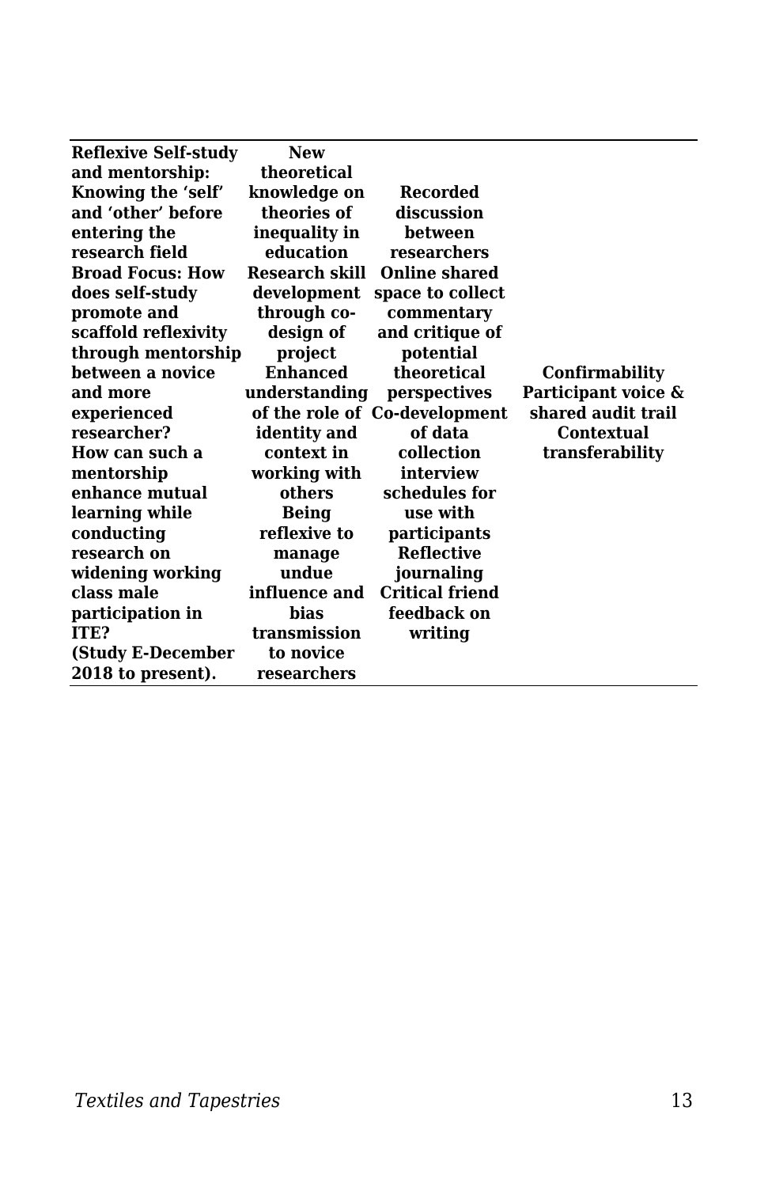| | | | |
|---|---|---|---|
| **Reflexive Self-study and mentorship: Knowing the 'self' and 'other' before entering the research field Broad Focus: How does self-study promote and scaffold reflexivity through mentorship between a novice and more experienced researcher? How can such a mentorship enhance mutual learning while conducting research on widening working class male participation in ITE? (Study E-December 2018 to present).** | **New theoretical knowledge on theories of inequality in education Research skill development through co-design of project Enhanced understanding of the role of identity and context in working with others Being reflexive to manage undue influence and bias transmission to novice researchers** | **Recorded discussion between researchers Online shared space to collect commentary and critique of potential theoretical perspectives Co-development of data collection interview schedules for use with participants Reflective journaling Critical friend feedback on writing** | **Confirmability Participant voice & shared audit trail Contextual transferability** |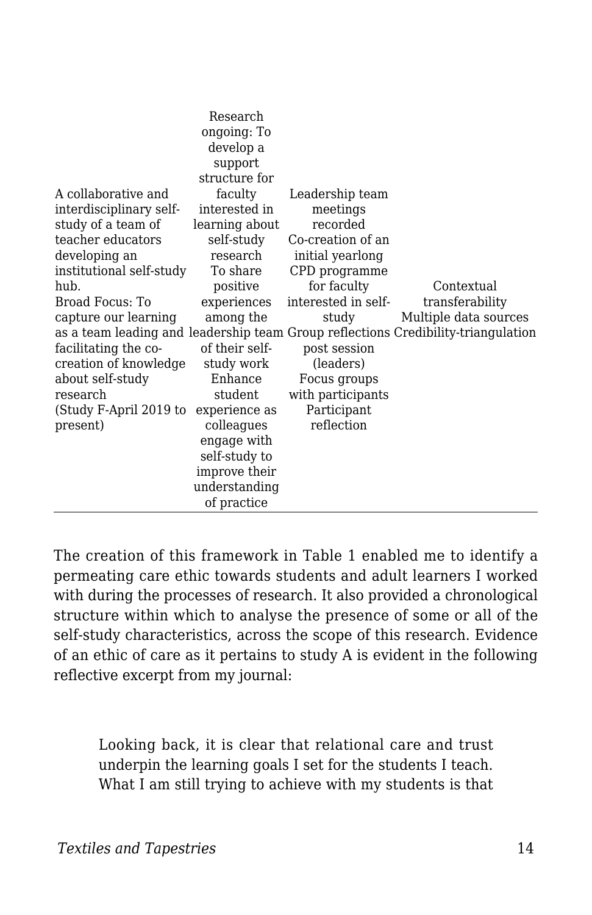| | | | |
|---|---|---|---|
| A collaborative and interdisciplinary self-study of a team of teacher educators developing an institutional self-study hub. Broad Focus: To capture our learning as a team leading and facilitating the co-creation of knowledge about self-study research (Study F-April 2019 to present) | Research ongoing: To develop a support structure for faculty interested in learning about self-study research To share positive experiences among the leadership team of their self-study work Enhance student experience as colleagues engage with self-study to improve their understanding of practice | Leadership team meetings recorded Co-creation of an initial yearlong CPD programme for faculty interested in self-study Group reflections post session (leaders) Focus groups with participants Participant reflection | Contextual transferability Multiple data sources Credibility-triangulation |

The creation of this framework in Table 1 enabled me to identify a permeating care ethic towards students and adult learners I worked with during the processes of research. It also provided a chronological structure within which to analyse the presence of some or all of the self-study characteristics, across the scope of this research. Evidence of an ethic of care as it pertains to study A is evident in the following reflective excerpt from my journal:

> Looking back, it is clear that relational care and trust underpin the learning goals I set for the students I teach. What I am still trying to achieve with my students is that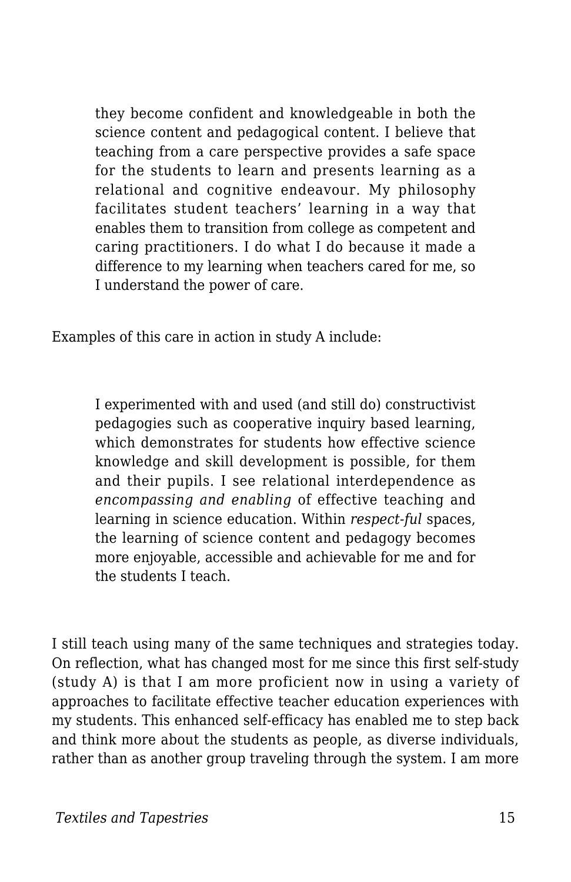> they become confident and knowledgeable in both the science content and pedagogical content. I believe that teaching from a care perspective provides a safe space for the students to learn and presents learning as a relational and cognitive endeavour. My philosophy facilitates student teachers' learning in a way that enables them to transition from college as competent and caring practitioners. I do what I do because it made a difference to my learning when teachers cared for me, so I understand the power of care.

Examples of this care in action in study A include:

> I experimented with and used (and still do) constructivist pedagogies such as cooperative inquiry based learning, which demonstrates for students how effective science knowledge and skill development is possible, for them and their pupils. I see relational interdependence as *encompassing and enabling* of effective teaching and learning in science education. Within *respect-ful* spaces, the learning of science content and pedagogy becomes more enjoyable, accessible and achievable for me and for the students I teach.

I still teach using many of the same techniques and strategies today. On reflection, what has changed most for me since this first self-study (study A) is that I am more proficient now in using a variety of approaches to facilitate effective teacher education experiences with my students. This enhanced self-efficacy has enabled me to step back and think more about the students as people, as diverse individuals, rather than as another group traveling through the system. I am more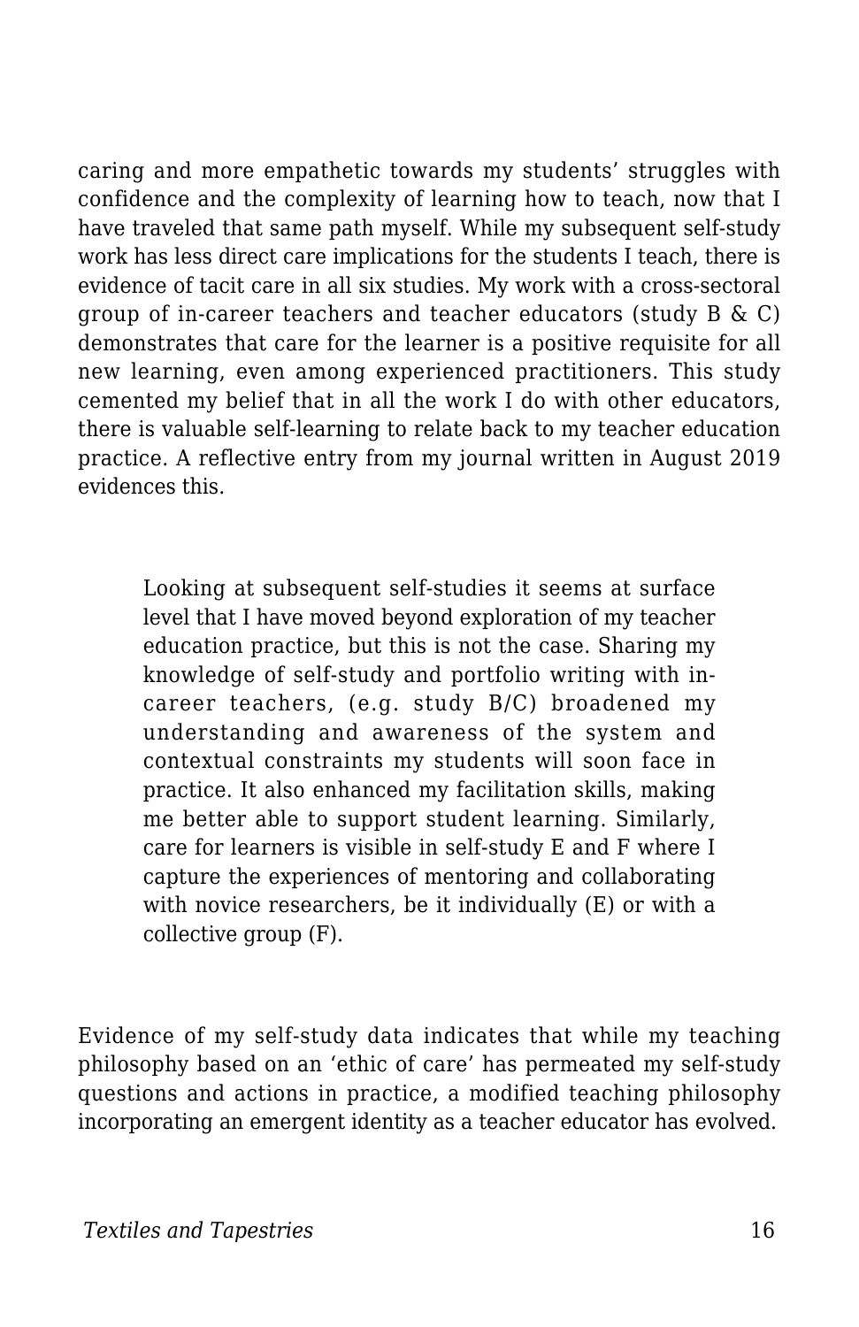caring and more empathetic towards my students' struggles with confidence and the complexity of learning how to teach, now that I have traveled that same path myself. While my subsequent self-study work has less direct care implications for the students I teach, there is evidence of tacit care in all six studies. My work with a cross-sectoral group of in-career teachers and teacher educators (study B & C) demonstrates that care for the learner is a positive requisite for all new learning, even among experienced practitioners. This study cemented my belief that in all the work I do with other educators, there is valuable self-learning to relate back to my teacher education practice. A reflective entry from my journal written in August 2019 evidences this.

> Looking at subsequent self-studies it seems at surface level that I have moved beyond exploration of my teacher education practice, but this is not the case. Sharing my knowledge of self-study and portfolio writing with in-career teachers, (e.g. study B/C) broadened my understanding and awareness of the system and contextual constraints my students will soon face in practice. It also enhanced my facilitation skills, making me better able to support student learning. Similarly, care for learners is visible in self-study E and F where I capture the experiences of mentoring and collaborating with novice researchers, be it individually (E) or with a collective group (F).

Evidence of my self-study data indicates that while my teaching philosophy based on an 'ethic of care' has permeated my self-study questions and actions in practice, a modified teaching philosophy incorporating an emergent identity as a teacher educator has evolved.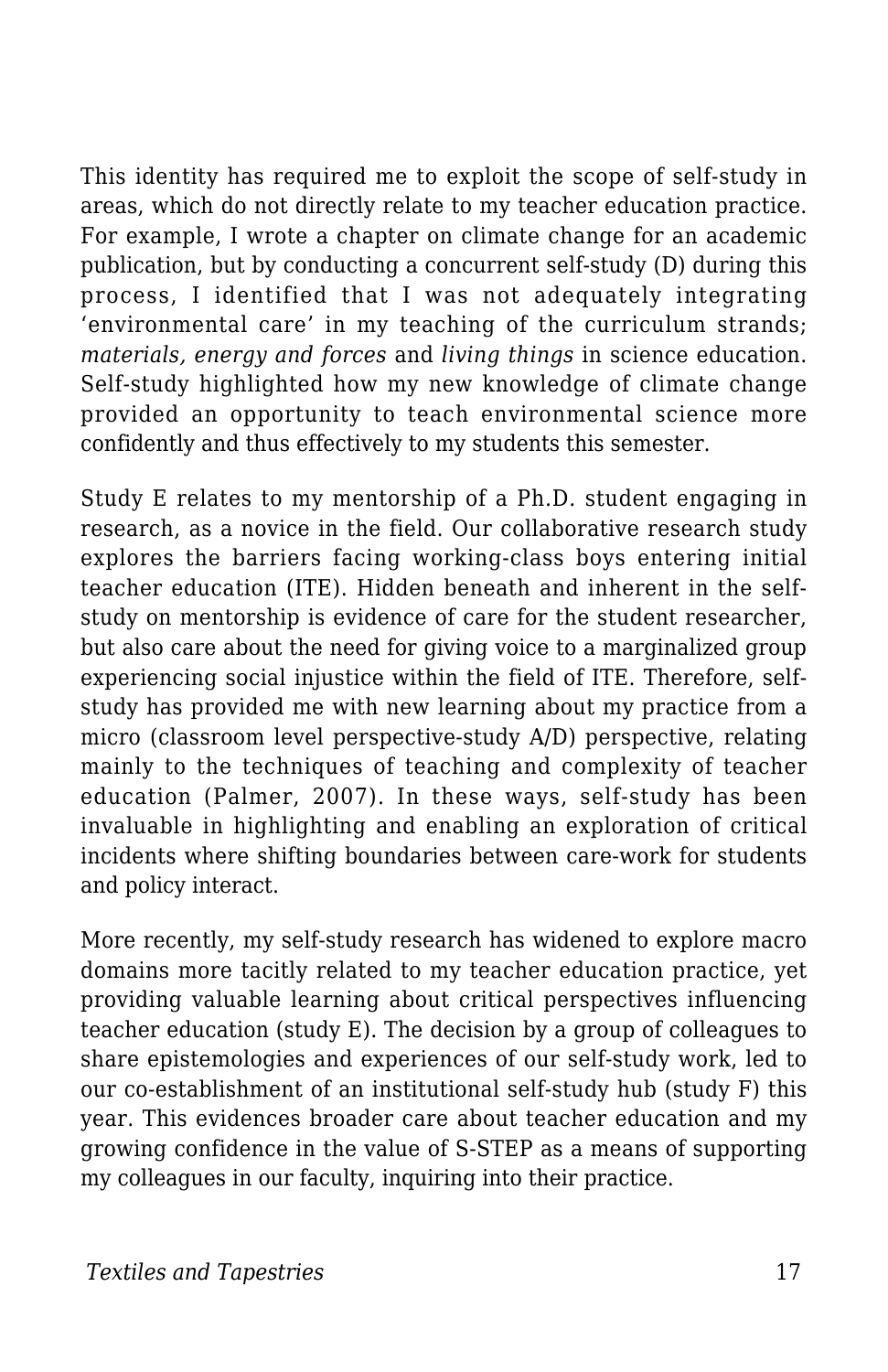This identity has required me to exploit the scope of self-study in areas, which do not directly relate to my teacher education practice. For example, I wrote a chapter on climate change for an academic publication, but by conducting a concurrent self-study (D) during this process, I identified that I was not adequately integrating 'environmental care' in my teaching of the curriculum strands; *materials, energy and forces* and *living things* in science education. Self-study highlighted how my new knowledge of climate change provided an opportunity to teach environmental science more confidently and thus effectively to my students this semester.

Study E relates to my mentorship of a Ph.D. student engaging in research, as a novice in the field. Our collaborative research study explores the barriers facing working-class boys entering initial teacher education (ITE). Hidden beneath and inherent in the self-study on mentorship is evidence of care for the student researcher, but also care about the need for giving voice to a marginalized group experiencing social injustice within the field of ITE. Therefore, self-study has provided me with new learning about my practice from a micro (classroom level perspective-study A/D) perspective, relating mainly to the techniques of teaching and complexity of teacher education (Palmer, 2007). In these ways, self-study has been invaluable in highlighting and enabling an exploration of critical incidents where shifting boundaries between care-work for students and policy interact.

More recently, my self-study research has widened to explore macro domains more tacitly related to my teacher education practice, yet providing valuable learning about critical perspectives influencing teacher education (study E). The decision by a group of colleagues to share epistemologies and experiences of our self-study work, led to our co-establishment of an institutional self-study hub (study F) this year. This evidences broader care about teacher education and my growing confidence in the value of S-STEP as a means of supporting my colleagues in our faculty, inquiring into their practice.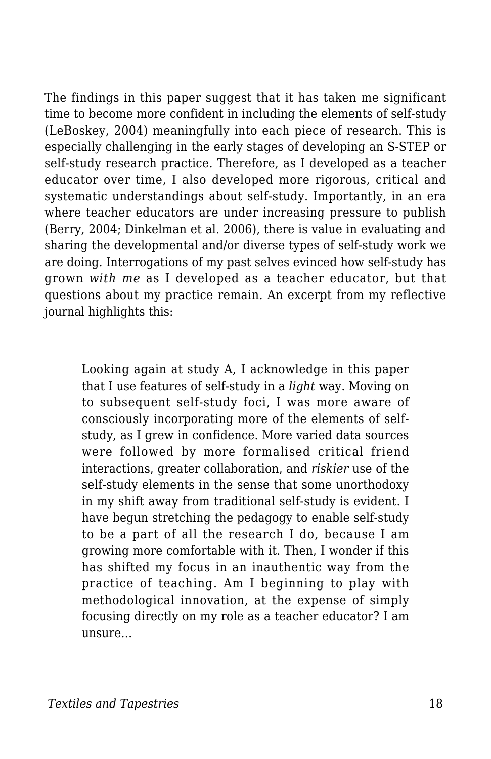The findings in this paper suggest that it has taken me significant time to become more confident in including the elements of self-study (LeBoskey, 2004) meaningfully into each piece of research. This is especially challenging in the early stages of developing an S-STEP or self-study research practice. Therefore, as I developed as a teacher educator over time, I also developed more rigorous, critical and systematic understandings about self-study. Importantly, in an era where teacher educators are under increasing pressure to publish (Berry, 2004; Dinkelman et al. 2006), there is value in evaluating and sharing the developmental and/or diverse types of self-study work we are doing. Interrogations of my past selves evinced how self-study has grown *with me* as I developed as a teacher educator, but that questions about my practice remain. An excerpt from my reflective journal highlights this:

> Looking again at study A, I acknowledge in this paper that I use features of self-study in a *light* way. Moving on to subsequent self-study foci, I was more aware of consciously incorporating more of the elements of self-study, as I grew in confidence. More varied data sources were followed by more formalised critical friend interactions, greater collaboration, and *riskier* use of the self-study elements in the sense that some unorthodoxy in my shift away from traditional self-study is evident. I have begun stretching the pedagogy to enable self-study to be a part of all the research I do, because I am growing more comfortable with it. Then, I wonder if this has shifted my focus in an inauthentic way from the practice of teaching. Am I beginning to play with methodological innovation, at the expense of simply focusing directly on my role as a teacher educator? I am unsure…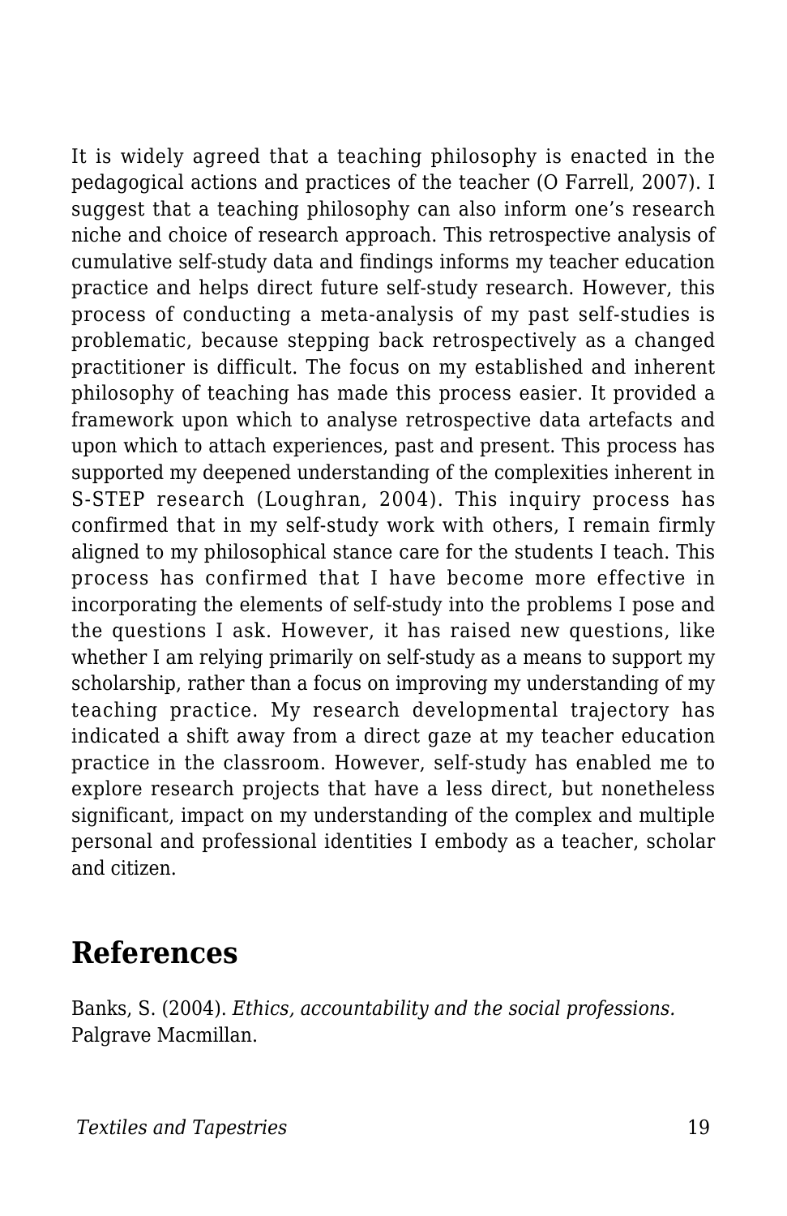It is widely agreed that a teaching philosophy is enacted in the pedagogical actions and practices of the teacher (O Farrell, 2007). I suggest that a teaching philosophy can also inform one's research niche and choice of research approach. This retrospective analysis of cumulative self-study data and findings informs my teacher education practice and helps direct future self-study research. However, this process of conducting a meta-analysis of my past self-studies is problematic, because stepping back retrospectively as a changed practitioner is difficult. The focus on my established and inherent philosophy of teaching has made this process easier. It provided a framework upon which to analyse retrospective data artefacts and upon which to attach experiences, past and present. This process has supported my deepened understanding of the complexities inherent in S-STEP research (Loughran, 2004). This inquiry process has confirmed that in my self-study work with others, I remain firmly aligned to my philosophical stance care for the students I teach. This process has confirmed that I have become more effective in incorporating the elements of self-study into the problems I pose and the questions I ask. However, it has raised new questions, like whether I am relying primarily on self-study as a means to support my scholarship, rather than a focus on improving my understanding of my teaching practice. My research developmental trajectory has indicated a shift away from a direct gaze at my teacher education practice in the classroom. However, self-study has enabled me to explore research projects that have a less direct, but nonetheless significant, impact on my understanding of the complex and multiple personal and professional identities I embody as a teacher, scholar and citizen.

## References

Banks, S. (2004). *Ethics, accountability and the social professions.* Palgrave Macmillan.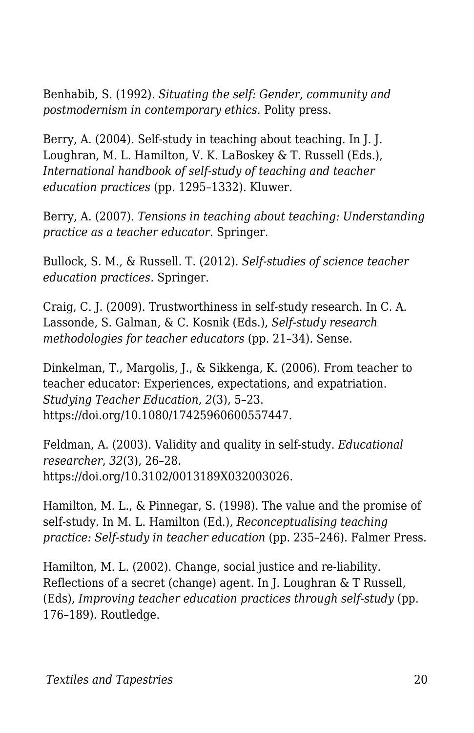Benhabib, S. (1992). *Situating the self: Gender, community and postmodernism in contemporary ethics.* Polity press.

Berry, A. (2004). Self-study in teaching about teaching. In J. J. Loughran, M. L. Hamilton, V. K. LaBoskey & T. Russell (Eds.), *International handbook of self-study of teaching and teacher education practices* (pp. 1295–1332). Kluwer.

Berry, A. (2007). *Tensions in teaching about teaching: Understanding practice as a teacher educator*. Springer.

Bullock, S. M., & Russell. T. (2012). *Self-studies of science teacher education practices.* Springer.

Craig, C. J. (2009). Trustworthiness in self-study research. In C. A. Lassonde, S. Galman, & C. Kosnik (Eds.), *Self-study research methodologies for teacher educators* (pp. 21–34). Sense.

Dinkelman, T., Margolis, J., & Sikkenga, K. (2006). From teacher to teacher educator: Experiences, expectations, and expatriation. *Studying Teacher Education*, *2*(3), 5–23. https://doi.org/10.1080/17425960600557447.

Feldman, A. (2003). Validity and quality in self-study. *Educational researcher*, *32*(3), 26–28. https://doi.org/10.3102/0013189X032003026.

Hamilton, M. L., & Pinnegar, S. (1998). The value and the promise of self-study. In M. L. Hamilton (Ed.), *Reconceptualising teaching practice: Self-study in teacher education* (pp. 235–246). Falmer Press.

Hamilton, M. L. (2002). Change, social justice and re-liability. Reflections of a secret (change) agent. In J. Loughran & T Russell, (Eds), *Improving teacher education practices through self-study* (pp. 176–189). Routledge.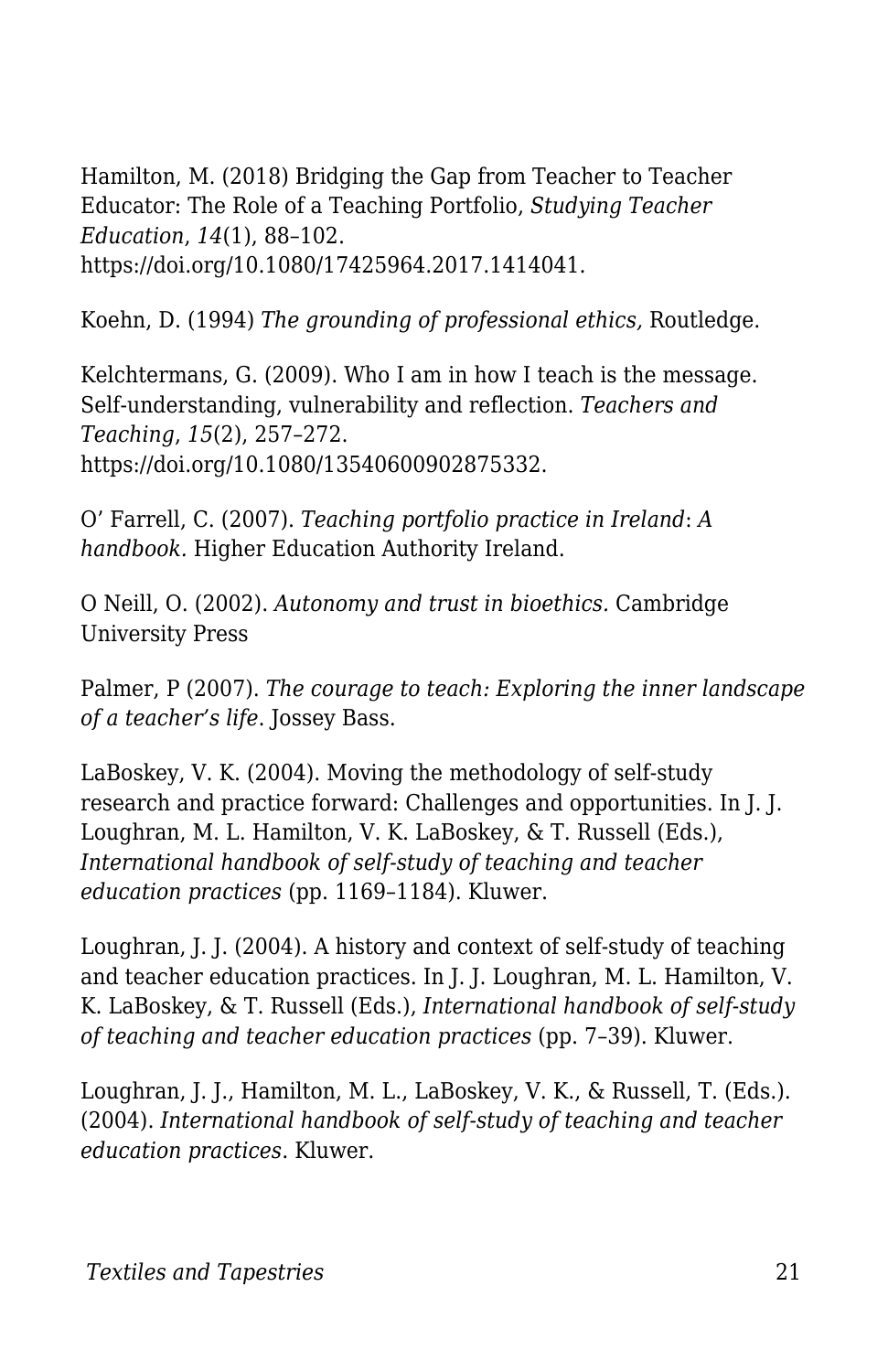Hamilton, M. (2018) Bridging the Gap from Teacher to Teacher Educator: The Role of a Teaching Portfolio, *Studying Teacher Education*, *14*(1), 88–102. https://doi.org/10.1080/17425964.2017.1414041.

Koehn, D. (1994) *The grounding of professional ethics,* Routledge.

Kelchtermans, G. (2009). Who I am in how I teach is the message. Self-understanding, vulnerability and reflection. *Teachers and Teaching*, *15*(2), 257–272. https://doi.org/10.1080/13540600902875332.

O' Farrell, C. (2007). *Teaching portfolio practice in Ireland*: *A handbook.* Higher Education Authority Ireland.

O Neill, O. (2002). *Autonomy and trust in bioethics.* Cambridge University Press

Palmer, P (2007). *The courage to teach: Exploring the inner landscape of a teacher's life*. Jossey Bass.

LaBoskey, V. K. (2004). Moving the methodology of self-study research and practice forward: Challenges and opportunities. In J. J. Loughran, M. L. Hamilton, V. K. LaBoskey, & T. Russell (Eds.), *International handbook of self-study of teaching and teacher education practices* (pp. 1169–1184). Kluwer.

Loughran, J. J. (2004). A history and context of self-study of teaching and teacher education practices. In J. J. Loughran, M. L. Hamilton, V. K. LaBoskey, & T. Russell (Eds.), *International handbook of self-study of teaching and teacher education practices* (pp. 7–39). Kluwer.

Loughran, J. J., Hamilton, M. L., LaBoskey, V. K., & Russell, T. (Eds.). (2004). *International handbook of self-study of teaching and teacher education practices*. Kluwer.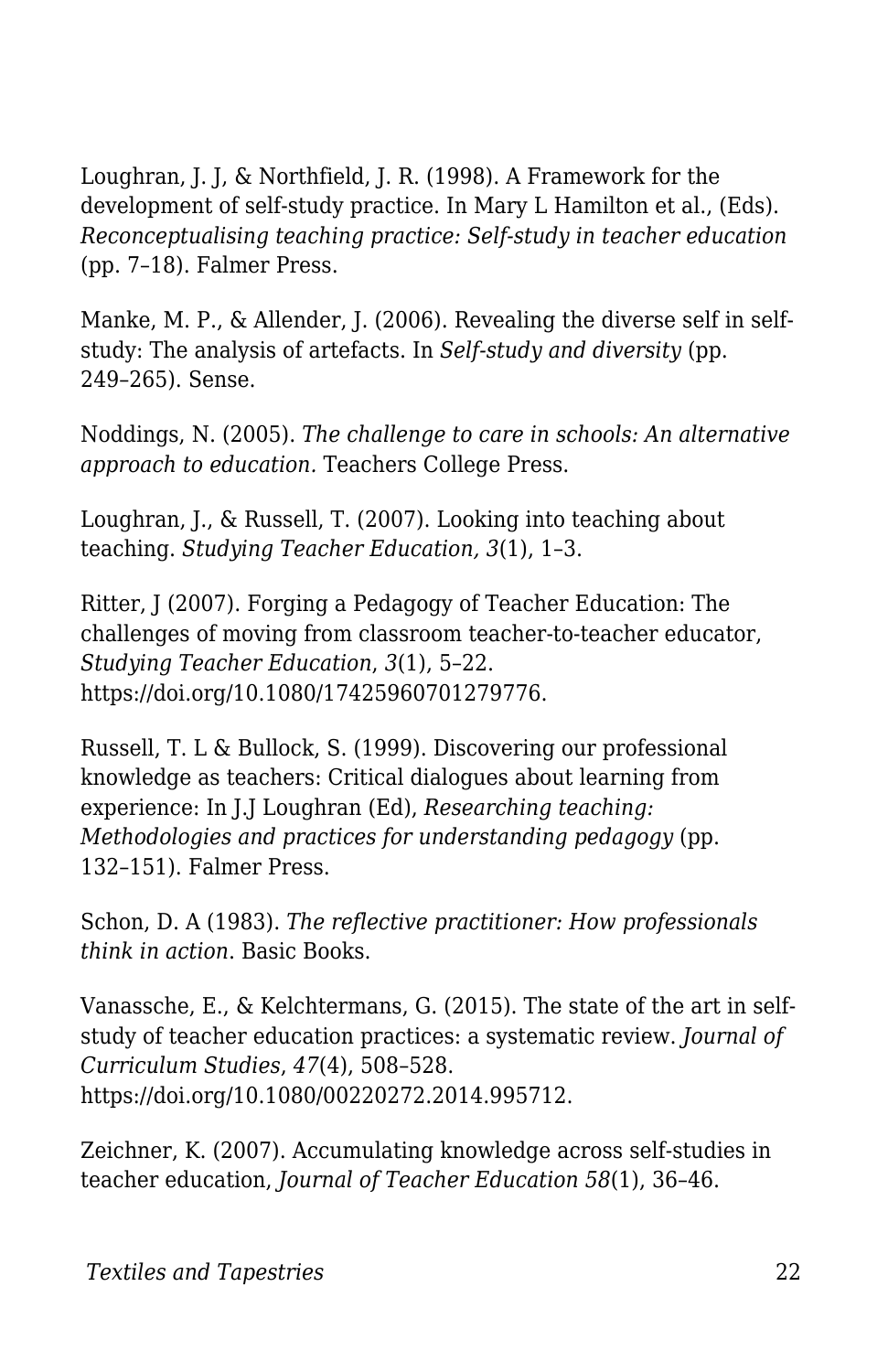Loughran, J. J, & Northfield, J. R. (1998). A Framework for the development of self-study practice. In Mary L Hamilton et al., (Eds). *Reconceptualising teaching practice: Self-study in teacher education* (pp. 7–18). Falmer Press.

Manke, M. P., & Allender, J. (2006). Revealing the diverse self in self-study: The analysis of artefacts. In *Self-study and diversity* (pp. 249–265). Sense.

Noddings, N. (2005). *The challenge to care in schools: An alternative approach to education.* Teachers College Press.

Loughran, J., & Russell, T. (2007). Looking into teaching about teaching. *Studying Teacher Education, 3*(1), 1–3.

Ritter, J (2007). Forging a Pedagogy of Teacher Education: The challenges of moving from classroom teacher-to-teacher educator, *Studying Teacher Education*, *3*(1), 5–22. https://doi.org/10.1080/17425960701279776.

Russell, T. L & Bullock, S. (1999). Discovering our professional knowledge as teachers: Critical dialogues about learning from experience: In J.J Loughran (Ed), *Researching teaching: Methodologies and practices for understanding pedagogy* (pp. 132–151). Falmer Press.

Schon, D. A (1983). *The reflective practitioner: How professionals think in action*. Basic Books.

Vanassche, E., & Kelchtermans, G. (2015). The state of the art in self-study of teacher education practices: a systematic review. *Journal of Curriculum Studies*, *47*(4), 508–528. https://doi.org/10.1080/00220272.2014.995712.

Zeichner, K. (2007). Accumulating knowledge across self-studies in teacher education, *Journal of Teacher Education 58*(1), 36–46.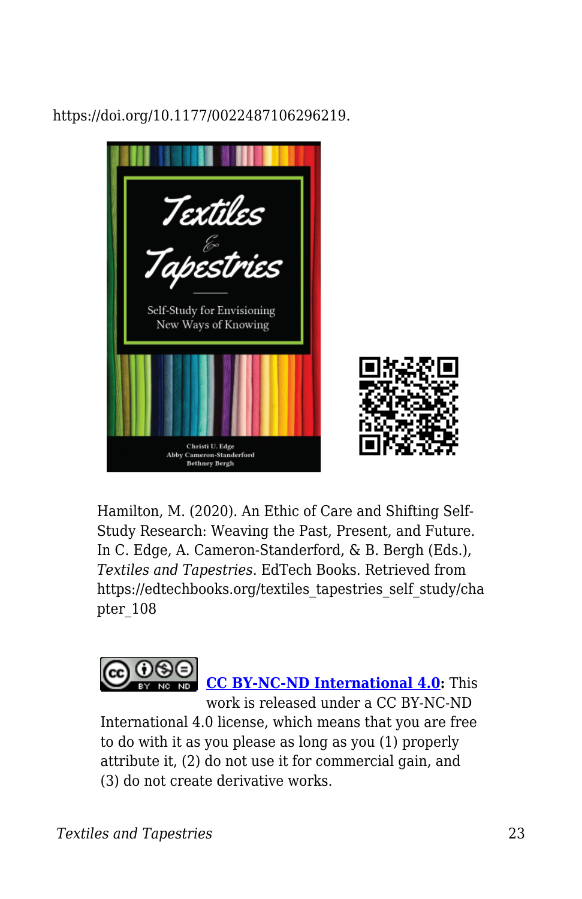https://doi.org/10.1177/0022487106296219.

Hamilton, M. (2020). An Ethic of Care and Shifting Self-Study Research: Weaving the Past, Present, and Future. In C. Edge, A. Cameron-Standerford, & B. Bergh (Eds.), *Textiles and Tapestries*. EdTech Books. Retrieved from https://edtechbooks.org/textiles_tapestries_self_study/chapter_108

**CC BY-NC-ND International 4.0:** This work is released under a CC BY-NC-ND International 4.0 license, which means that you are free to do with it as you please as long as you (1) properly attribute it, (2) do not use it for commercial gain, and (3) do not create derivative works.